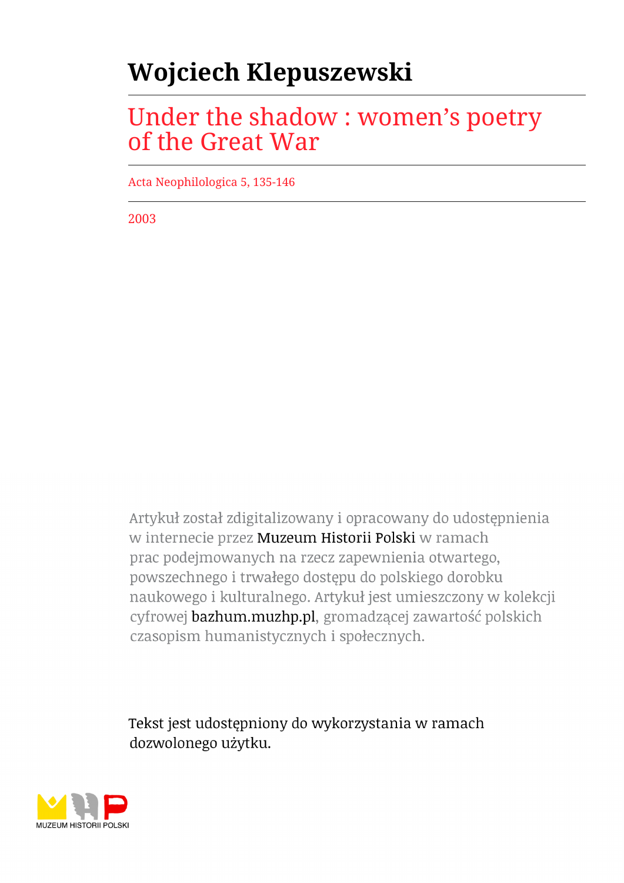# Wojciech Klepuszewski

## Under the shadow : women's poetry of the Great War

Acta Neophilologica 5, 135-146

2003

Artykuł został zdigitalizowany i opracowany do udostępnienia w internecie przez Muzeum Historii Polski w ramach prac podejmowanych na rzecz zapewnienia otwartego, powszechnego i trwałego dostępu do polskiego dorobku naukowego i kulturalnego. Artykuł jest umieszczony w kolekcji cyfrowej bazhum.muzhp.pl, gromadzącej zawartość polskich czasopism humanistycznych i społecznych.

Tekst jest udostępniony do wykorzystania w ramach dozwolonego użytku.

MUZEUM HISTORII POLSKI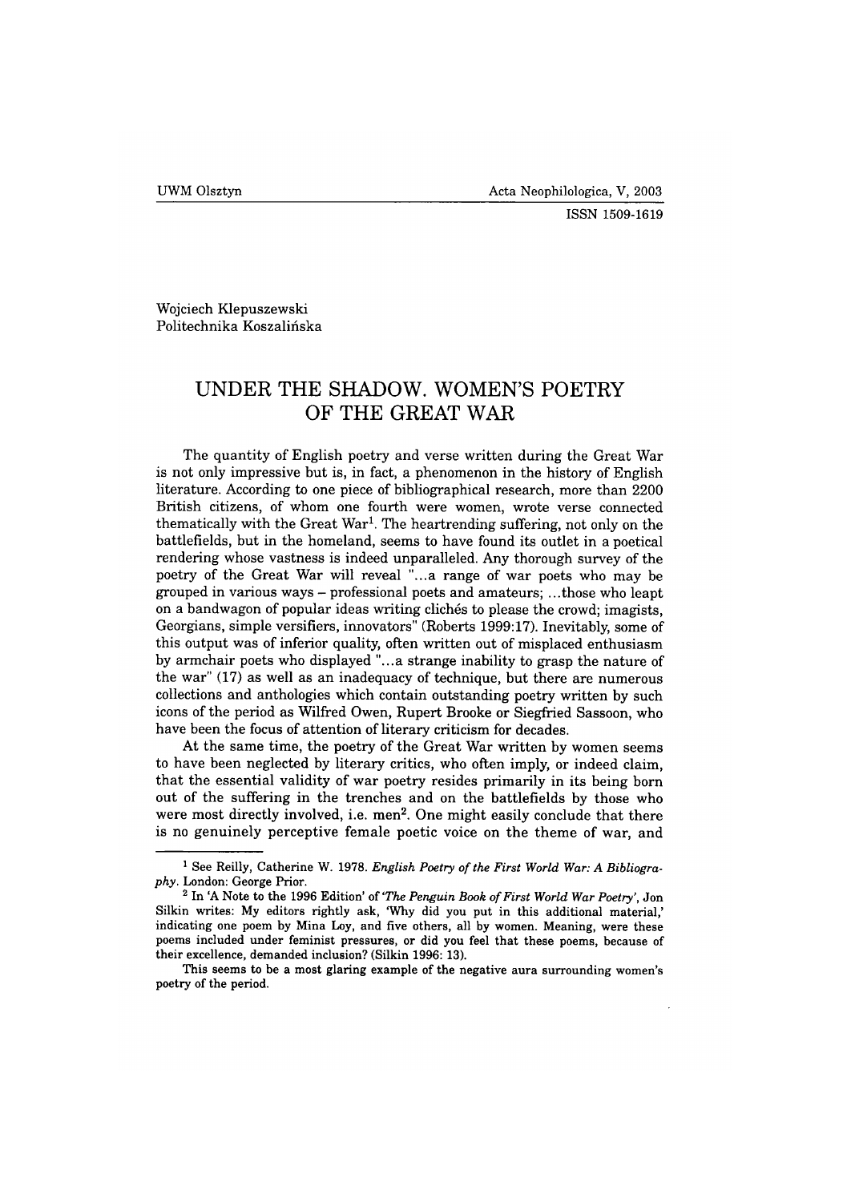Wojciech Klepuszewski
Politechnika Koszalińska

# UNDER THE SHADOW. WOMEN'S POETRY OF THE GREAT WAR

The quantity of English poetry and verse written during the Great War is not only impressive but is, in fact, a phenomenon in the history of English literature. According to one piece of bibliographical research, more than 2200 British citizens, of whom one fourth were women, wrote verse connected thematically with the Great War[1]. The heartrending suffering, not only on the battlefields, but in the homeland, seems to have found its outlet in a poetical rendering whose vastness is indeed unparalleled. Any thorough survey of the poetry of the Great War will reveal "...a range of war poets who may be grouped in various ways – professional poets and amateurs; ...those who leapt on a bandwagon of popular ideas writing clichés to please the crowd; imagists, Georgians, simple versifiers, innovators" (Roberts 1999:17). Inevitably, some of this output was of inferior quality, often written out of misplaced enthusiasm by armchair poets who displayed "...a strange inability to grasp the nature of the war" (17) as well as an inadequacy of technique, but there are numerous collections and anthologies which contain outstanding poetry written by such icons of the period as Wilfred Owen, Rupert Brooke or Siegfried Sassoon, who have been the focus of attention of literary criticism for decades.

At the same time, the poetry of the Great War written by women seems to have been neglected by literary critics, who often imply, or indeed claim, that the essential validity of war poetry resides primarily in its being born out of the suffering in the trenches and on the battlefields by those who were most directly involved, i.e. men[2]. One might easily conclude that there is no genuinely perceptive female poetic voice on the theme of war, and

---

[1] See Reilly, Catherine W. 1978. *English Poetry of the First World War: A Bibliography*. London: George Prior.

[2] In 'A Note to the 1996 Edition' of *'The Penguin Book of First World War Poetry'*, Jon Silkin writes: My editors rightly ask, 'Why did you put in this additional material,' indicating one poem by Mina Loy, and five others, all by women. Meaning, were these poems included under feminist pressures, or did you feel that these poems, because of their excellence, demanded inclusion? (Silkin 1996: 13).

This seems to be a most glaring example of the negative aura surrounding women's poetry of the period.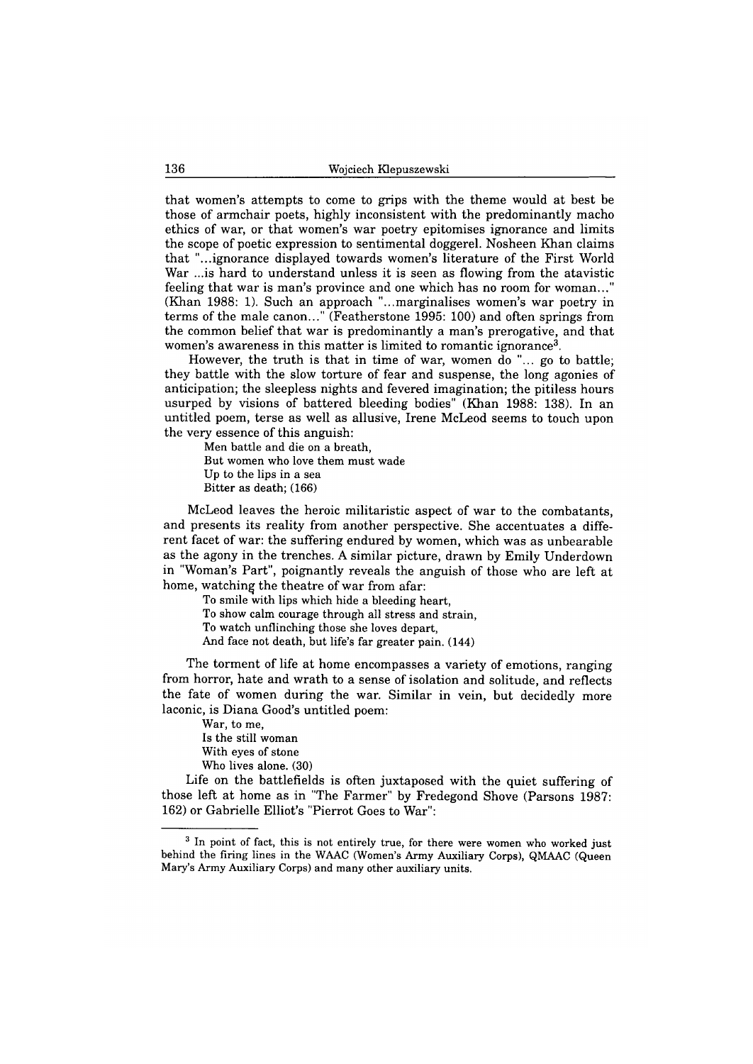that women's attempts to come to grips with the theme would at best be those of armchair poets, highly inconsistent with the predominantly macho ethics of war, or that women's war poetry epitomises ignorance and limits the scope of poetic expression to sentimental doggerel. Nosheen Khan claims that "...ignorance displayed towards women's literature of the First World War ...is hard to understand unless it is seen as flowing from the atavistic feeling that war is man's province and one which has no room for woman..." (Khan 1988: 1). Such an approach "...marginalises women's war poetry in terms of the male canon..." (Featherstone 1995: 100) and often springs from the common belief that war is predominantly a man's prerogative, and that women's awareness in this matter is limited to romantic ignorance[3].

However, the truth is that in time of war, women do "... go to battle; they battle with the slow torture of fear and suspense, the long agonies of anticipation; the sleepless nights and fevered imagination; the pitiless hours usurped by visions of battered bleeding bodies" (Khan 1988: 138). In an untitled poem, terse as well as allusive, Irene McLeod seems to touch upon the very essence of this anguish:

> Men battle and die on a breath,
> But women who love them must wade
> Up to the lips in a sea
> Bitter as death; (166)

McLeod leaves the heroic militaristic aspect of war to the combatants, and presents its reality from another perspective. She accentuates a different facet of war: the suffering endured by women, which was as unbearable as the agony in the trenches. A similar picture, drawn by Emily Underdown in "Woman's Part", poignantly reveals the anguish of those who are left at home, watching the theatre of war from afar:

> To smile with lips which hide a bleeding heart,
> To show calm courage through all stress and strain,
> To watch unflinching those she loves depart,
> And face not death, but life's far greater pain. (144)

The torment of life at home encompasses a variety of emotions, ranging from horror, hate and wrath to a sense of isolation and solitude, and reflects the fate of women during the war. Similar in vein, but decidedly more laconic, is Diana Good's untitled poem:

> War, to me,
> Is the still woman
> With eyes of stone
> Who lives alone. (30)

Life on the battlefields is often juxtaposed with the quiet suffering of those left at home as in "The Farmer" by Fredegond Shove (Parsons 1987: 162) or Gabrielle Elliot's "Pierrot Goes to War":

---

[3] In point of fact, this is not entirely true, for there were women who worked just behind the firing lines in the WAAC (Women's Army Auxiliary Corps), QMAAC (Queen Mary's Army Auxiliary Corps) and many other auxiliary units.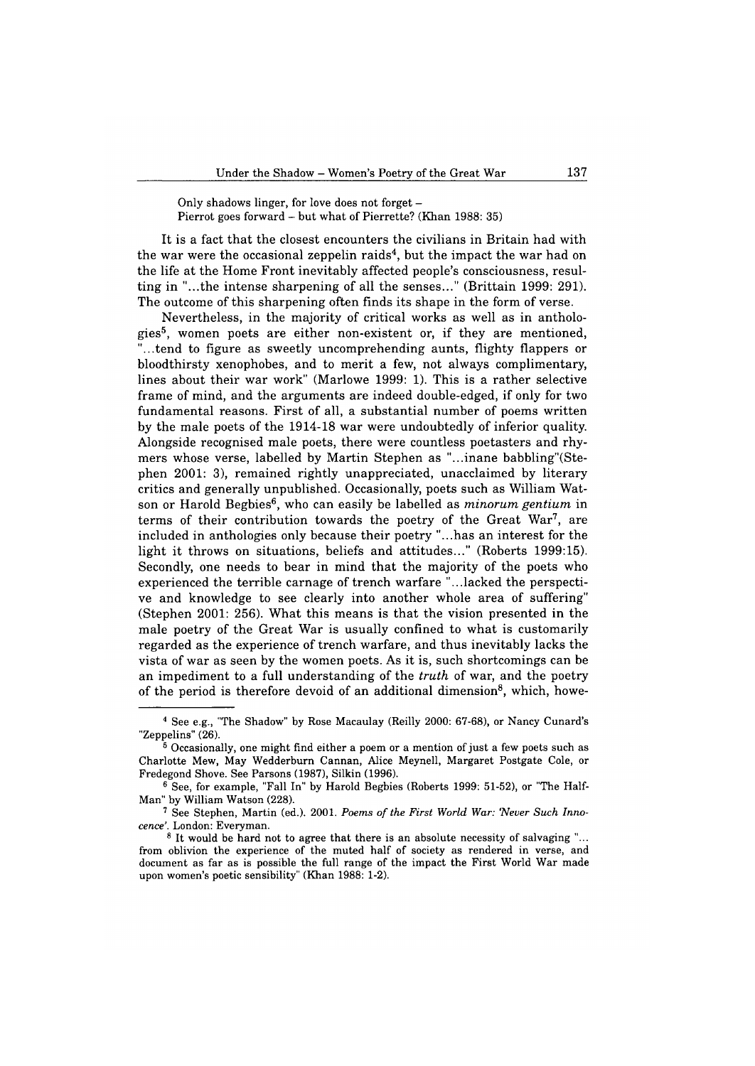Only shadows linger, for love does not forget –
Pierrot goes forward – but what of Pierrette? (Khan 1988: 35)

It is a fact that the closest encounters the civilians in Britain had with the war were the occasional zeppelin raids[4], but the impact the war had on the life at the Home Front inevitably affected people's consciousness, resulting in "...the intense sharpening of all the senses..." (Brittain 1999: 291). The outcome of this sharpening often finds its shape in the form of verse.

Nevertheless, in the majority of critical works as well as in anthologies[5], women poets are either non-existent or, if they are mentioned, "...tend to figure as sweetly uncomprehending aunts, flighty flappers or bloodthirsty xenophobes, and to merit a few, not always complimentary, lines about their war work" (Marlowe 1999: 1). This is a rather selective frame of mind, and the arguments are indeed double-edged, if only for two fundamental reasons. First of all, a substantial number of poems written by the male poets of the 1914-18 war were undoubtedly of inferior quality. Alongside recognised male poets, there were countless poetasters and rhymers whose verse, labelled by Martin Stephen as "...inane babbling"(Stephen 2001: 3), remained rightly unappreciated, unacclaimed by literary critics and generally unpublished. Occasionally, poets such as William Watson or Harold Begbies[6], who can easily be labelled as *minorum gentium* in terms of their contribution towards the poetry of the Great War[7], are included in anthologies only because their poetry "...has an interest for the light it throws on situations, beliefs and attitudes..." (Roberts 1999:15). Secondly, one needs to bear in mind that the majority of the poets who experienced the terrible carnage of trench warfare "...lacked the perspective and knowledge to see clearly into another whole area of suffering" (Stephen 2001: 256). What this means is that the vision presented in the male poetry of the Great War is usually confined to what is customarily regarded as the experience of trench warfare, and thus inevitably lacks the vista of war as seen by the women poets. As it is, such shortcomings can be an impediment to a full understanding of the *truth* of war, and the poetry of the period is therefore devoid of an additional dimension[8], which, howe-

---

[4] See e.g., "The Shadow" by Rose Macaulay (Reilly 2000: 67-68), or Nancy Cunard's "Zeppelins" (26).

[5] Occasionally, one might find either a poem or a mention of just a few poets such as Charlotte Mew, May Wedderburn Cannan, Alice Meynell, Margaret Postgate Cole, or Fredegond Shove. See Parsons (1987), Silkin (1996).

[6] See, for example, "Fall In" by Harold Begbies (Roberts 1999: 51-52), or "The Half-Man" by William Watson (228).

[7] See Stephen, Martin (ed.). 2001. *Poems of the First World War: 'Never Such Innocence'*. London: Everyman.

[8] It would be hard not to agree that there is an absolute necessity of salvaging "... from oblivion the experience of the muted half of society as rendered in verse, and document as far as is possible the full range of the impact the First World War made upon women's poetic sensibility" (Khan 1988: 1-2).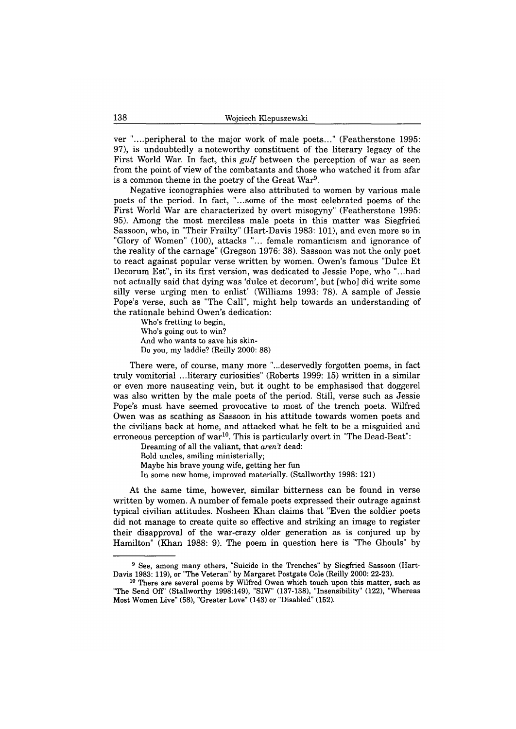ver "....peripheral to the major work of male poets..." (Featherstone 1995: 97), is undoubtedly a noteworthy constituent of the literary legacy of the First World War. In fact, this *gulf* between the perception of war as seen from the point of view of the combatants and those who watched it from afar is a common theme in the poetry of the Great War[9].

Negative iconographies were also attributed to women by various male poets of the period. In fact, "...some of the most celebrated poems of the First World War are characterized by overt misogyny" (Featherstone 1995: 95). Among the most merciless male poets in this matter was Siegfried Sassoon, who, in "Their Frailty" (Hart-Davis 1983: 101), and even more so in "Glory of Women" (100), attacks "... female romanticism and ignorance of the reality of the carnage" (Gregson 1976: 38). Sassoon was not the only poet to react against popular verse written by women. Owen's famous "Dulce Et Decorum Est", in its first version, was dedicated to Jessie Pope, who "...had not actually said that dying was 'dulce et decorum', but [who] did write some silly verse urging men to enlist" (Williams 1993: 78). A sample of Jessie Pope's verse, such as "The Call", might help towards an understanding of the rationale behind Owen's dedication:

> Who's fretting to begin,
> Who's going out to win?
> And who wants to save his skin-
> Do you, my laddie? (Reilly 2000: 88)

There were, of course, many more "...deservedly forgotten poems, in fact truly vomitorial ...literary curiosities" (Roberts 1999: 15) written in a similar or even more nauseating vein, but it ought to be emphasised that doggerel was also written by the male poets of the period. Still, verse such as Jessie Pope's must have seemed provocative to most of the trench poets. Wilfred Owen was as scathing as Sassoon in his attitude towards women poets and the civilians back at home, and attacked what he felt to be a misguided and erroneous perception of war[10]. This is particularly overt in "The Dead-Beat":

> Dreaming of all the valiant, that *aren't* dead:
> Bold uncles, smiling ministerially;
> Maybe his brave young wife, getting her fun
> In some new home, improved materially. (Stallworthy 1998: 121)

At the same time, however, similar bitterness can be found in verse written by women. A number of female poets expressed their outrage against typical civilian attitudes. Nosheen Khan claims that "Even the soldier poets did not manage to create quite so effective and striking an image to register their disapproval of the war-crazy older generation as is conjured up by Hamilton" (Khan 1988: 9). The poem in question here is "The Ghouls" by

---

[9] See, among many others, "Suicide in the Trenches" by Siegfried Sassoon (Hart-Davis 1983: 119), or "The Veteran" by Margaret Postgate Cole (Reilly 2000: 22-23).

[10] There are several poems by Wilfred Owen which touch upon this matter, such as "The Send Off" (Stallworthy 1998:149), "SIW" (137-138), "Insensibility" (122), "Whereas Most Women Live" (58), "Greater Love" (143) or "Disabled" (152).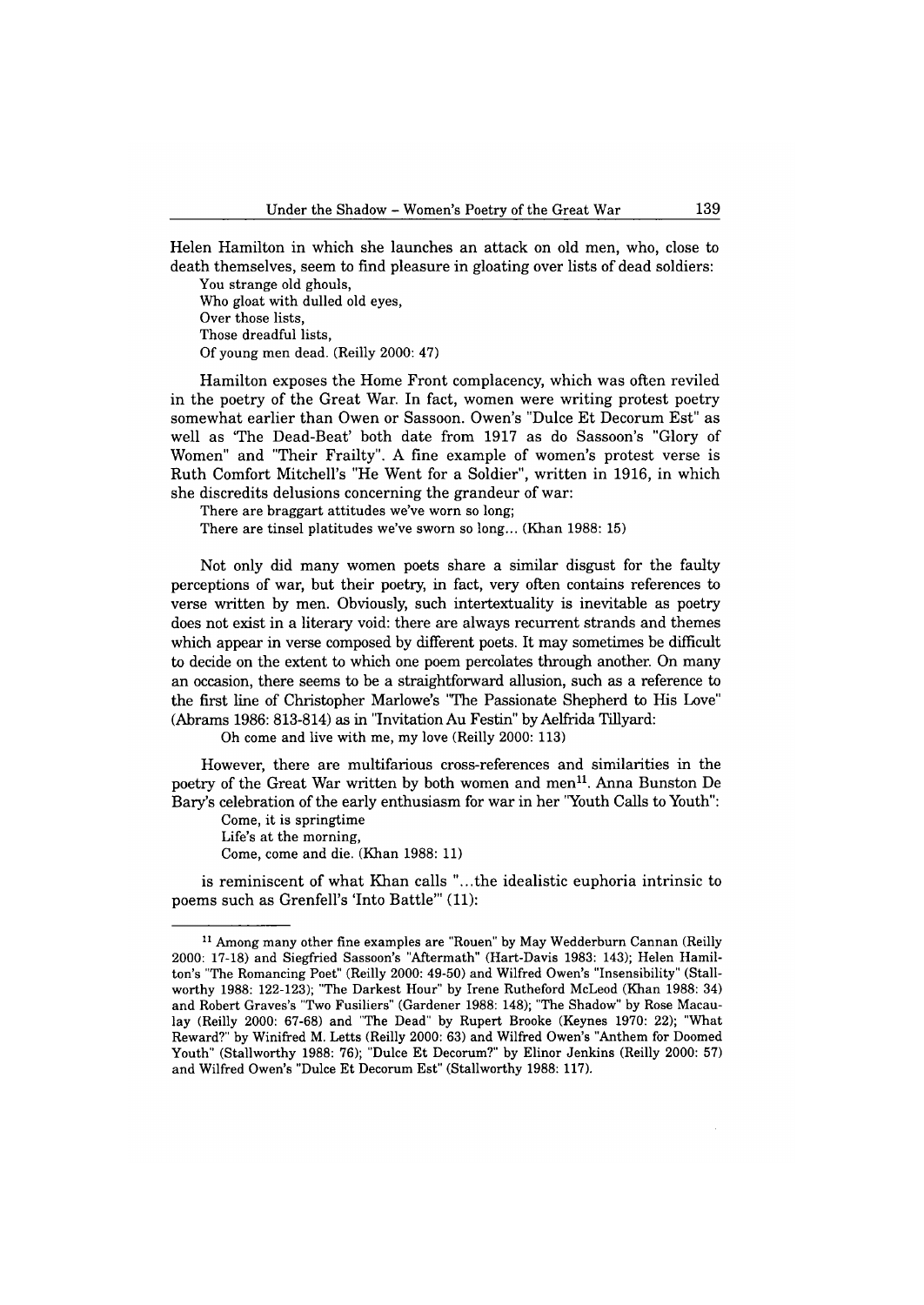Helen Hamilton in which she launches an attack on old men, who, close to death themselves, seem to find pleasure in gloating over lists of dead soldiers:

> You strange old ghouls,
> Who gloat with dulled old eyes,
> Over those lists,
> Those dreadful lists,
> Of young men dead. (Reilly 2000: 47)

Hamilton exposes the Home Front complacency, which was often reviled in the poetry of the Great War. In fact, women were writing protest poetry somewhat earlier than Owen or Sassoon. Owen's "Dulce Et Decorum Est" as well as 'The Dead-Beat' both date from 1917 as do Sassoon's "Glory of Women" and "Their Frailty". A fine example of women's protest verse is Ruth Comfort Mitchell's "He Went for a Soldier", written in 1916, in which she discredits delusions concerning the grandeur of war:

> There are braggart attitudes we've worn so long;
> There are tinsel platitudes we've sworn so long... (Khan 1988: 15)

Not only did many women poets share a similar disgust for the faulty perceptions of war, but their poetry, in fact, very often contains references to verse written by men. Obviously, such intertextuality is inevitable as poetry does not exist in a literary void: there are always recurrent strands and themes which appear in verse composed by different poets. It may sometimes be difficult to decide on the extent to which one poem percolates through another. On many an occasion, there seems to be a straightforward allusion, such as a reference to the first line of Christopher Marlowe's "The Passionate Shepherd to His Love" (Abrams 1986: 813-814) as in "Invitation Au Festin" by Aelfrida Tillyard:

> Oh come and live with me, my love (Reilly 2000: 113)

However, there are multifarious cross-references and similarities in the poetry of the Great War written by both women and men[11]. Anna Bunston De Bary's celebration of the early enthusiasm for war in her "Youth Calls to Youth":

> Come, it is springtime
> Life's at the morning,
> Come, come and die. (Khan 1988: 11)

is reminiscent of what Khan calls "...the idealistic euphoria intrinsic to poems such as Grenfell's 'Into Battle'" (11):

---

[11] Among many other fine examples are "Rouen" by May Wedderburn Cannan (Reilly 2000: 17-18) and Siegfried Sassoon's "Aftermath" (Hart-Davis 1983: 143); Helen Hamilton's "The Romancing Poet" (Reilly 2000: 49-50) and Wilfred Owen's "Insensibility" (Stallworthy 1988: 122-123); "The Darkest Hour" by Irene Rutheford McLeod (Khan 1988: 34) and Robert Graves's "Two Fusiliers" (Gardener 1988: 148); "The Shadow" by Rose Macaulay (Reilly 2000: 67-68) and "The Dead" by Rupert Brooke (Keynes 1970: 22); "What Reward?" by Winifred M. Letts (Reilly 2000: 63) and Wilfred Owen's "Anthem for Doomed Youth" (Stallworthy 1988: 76); "Dulce Et Decorum?" by Elinor Jenkins (Reilly 2000: 57) and Wilfred Owen's "Dulce Et Decorum Est" (Stallworthy 1988: 117).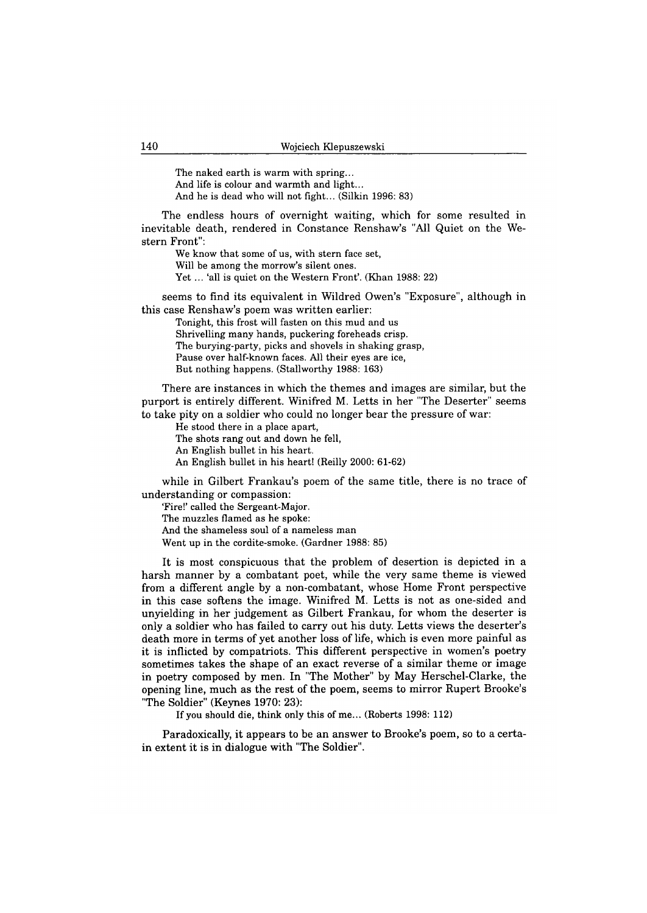The naked earth is warm with spring...  
And life is colour and warmth and light...  
And he is dead who will not fight... (Silkin 1996: 83)

The endless hours of overnight waiting, which for some resulted in inevitable death, rendered in Constance Renshaw's "All Quiet on the Western Front":

> We know that some of us, with stern face set,  
> Will be among the morrow's silent ones.  
> Yet ... 'all is quiet on the Western Front'. (Khan 1988: 22)

seems to find its equivalent in Wildred Owen's "Exposure", although in this case Renshaw's poem was written earlier:

> Tonight, this frost will fasten on this mud and us  
> Shrivelling many hands, puckering foreheads crisp.  
> The burying-party, picks and shovels in shaking grasp,  
> Pause over half-known faces. All their eyes are ice,  
> But nothing happens. (Stallworthy 1988: 163)

There are instances in which the themes and images are similar, but the purport is entirely different. Winifred M. Letts in her "The Deserter" seems to take pity on a soldier who could no longer bear the pressure of war:

> He stood there in a place apart,  
> The shots rang out and down he fell,  
> An English bullet in his heart.  
> An English bullet in his heart! (Reilly 2000: 61-62)

while in Gilbert Frankau's poem of the same title, there is no trace of understanding or compassion:

> 'Fire!' called the Sergeant-Major.  
> The muzzles flamed as he spoke:  
> And the shameless soul of a nameless man  
> Went up in the cordite-smoke. (Gardner 1988: 85)

It is most conspicuous that the problem of desertion is depicted in a harsh manner by a combatant poet, while the very same theme is viewed from a different angle by a non-combatant, whose Home Front perspective in this case softens the image. Winifred M. Letts is not as one-sided and unyielding in her judgement as Gilbert Frankau, for whom the deserter is only a soldier who has failed to carry out his duty. Letts views the deserter's death more in terms of yet another loss of life, which is even more painful as it is inflicted by compatriots. This different perspective in women's poetry sometimes takes the shape of an exact reverse of a similar theme or image in poetry composed by men. In "The Mother" by May Herschel-Clarke, the opening line, much as the rest of the poem, seems to mirror Rupert Brooke's "The Soldier" (Keynes 1970: 23):

> If you should die, think only this of me... (Roberts 1998: 112)

Paradoxically, it appears to be an answer to Brooke's poem, so to a certain extent it is in dialogue with "The Soldier".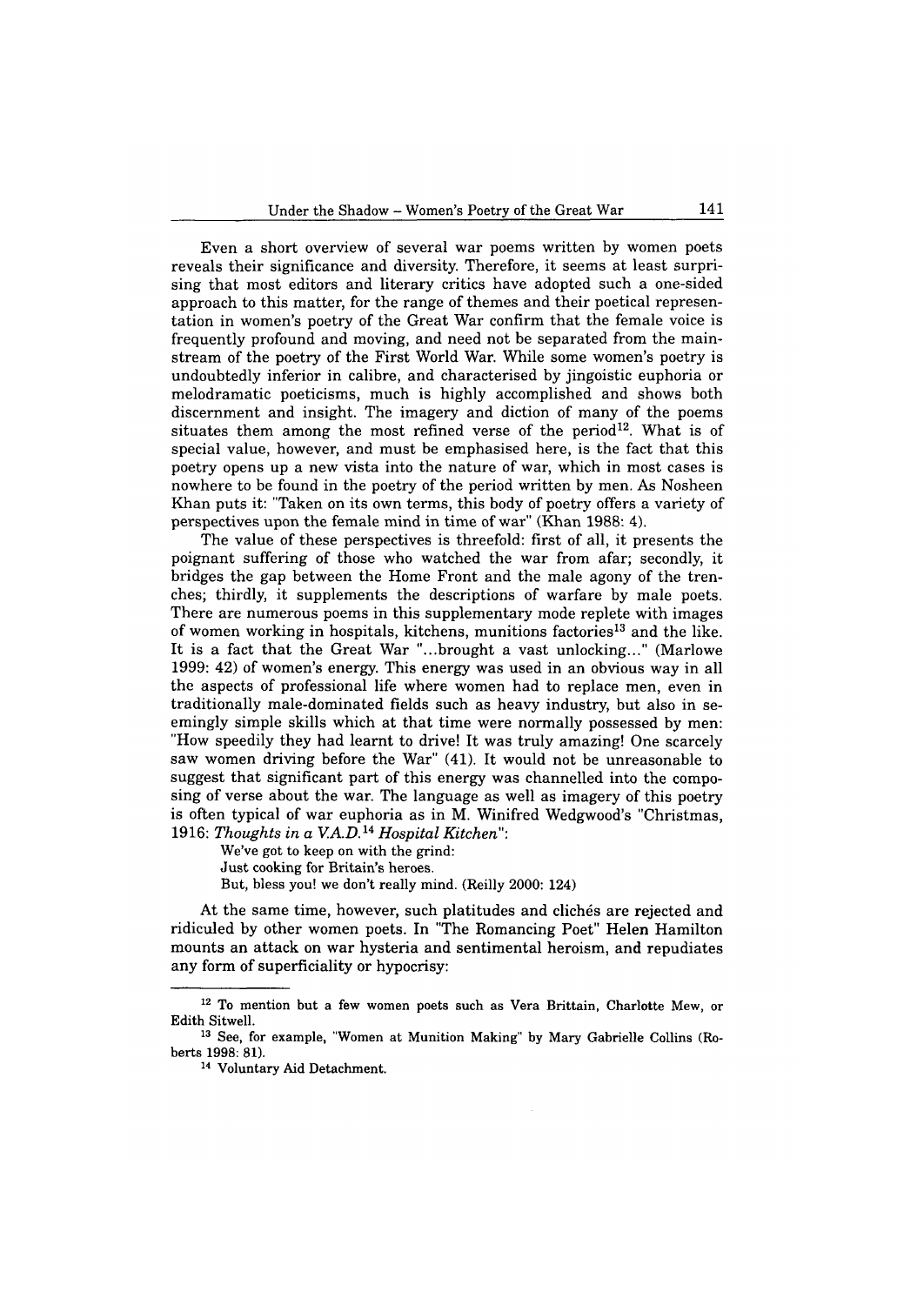Even a short overview of several war poems written by women poets reveals their significance and diversity. Therefore, it seems at least surprising that most editors and literary critics have adopted such a one-sided approach to this matter, for the range of themes and their poetical representation in women's poetry of the Great War confirm that the female voice is frequently profound and moving, and need not be separated from the mainstream of the poetry of the First World War. While some women's poetry is undoubtedly inferior in calibre, and characterised by jingoistic euphoria or melodramatic poeticisms, much is highly accomplished and shows both discernment and insight. The imagery and diction of many of the poems situates them among the most refined verse of the period[12]. What is of special value, however, and must be emphasised here, is the fact that this poetry opens up a new vista into the nature of war, which in most cases is nowhere to be found in the poetry of the period written by men. As Nosheen Khan puts it: "Taken on its own terms, this body of poetry offers a variety of perspectives upon the female mind in time of war" (Khan 1988: 4).

The value of these perspectives is threefold: first of all, it presents the poignant suffering of those who watched the war from afar; secondly, it bridges the gap between the Home Front and the male agony of the trenches; thirdly, it supplements the descriptions of warfare by male poets. There are numerous poems in this supplementary mode replete with images of women working in hospitals, kitchens, munitions factories[13] and the like. It is a fact that the Great War "...brought a vast unlocking..." (Marlowe 1999: 42) of women's energy. This energy was used in an obvious way in all the aspects of professional life where women had to replace men, even in traditionally male-dominated fields such as heavy industry, but also in seemingly simple skills which at that time were normally possessed by men: "How speedily they had learnt to drive! It was truly amazing! One scarcely saw women driving before the War" (41). It would not be unreasonable to suggest that significant part of this energy was channelled into the composing of verse about the war. The language as well as imagery of this poetry is often typical of war euphoria as in M. Winifred Wedgwood's "Christmas, 1916: *Thoughts in a V.A.D.*[14] *Hospital Kitchen*":

> We've got to keep on with the grind:
> Just cooking for Britain's heroes.
> But, bless you! we don't really mind. (Reilly 2000: 124)

At the same time, however, such platitudes and clichés are rejected and ridiculed by other women poets. In "The Romancing Poet" Helen Hamilton mounts an attack on war hysteria and sentimental heroism, and repudiates any form of superficiality or hypocrisy:

---

[12] To mention but a few women poets such as Vera Brittain, Charlotte Mew, or Edith Sitwell.

[13] See, for example, "Women at Munition Making" by Mary Gabrielle Collins (Roberts 1998: 81).

[14] Voluntary Aid Detachment.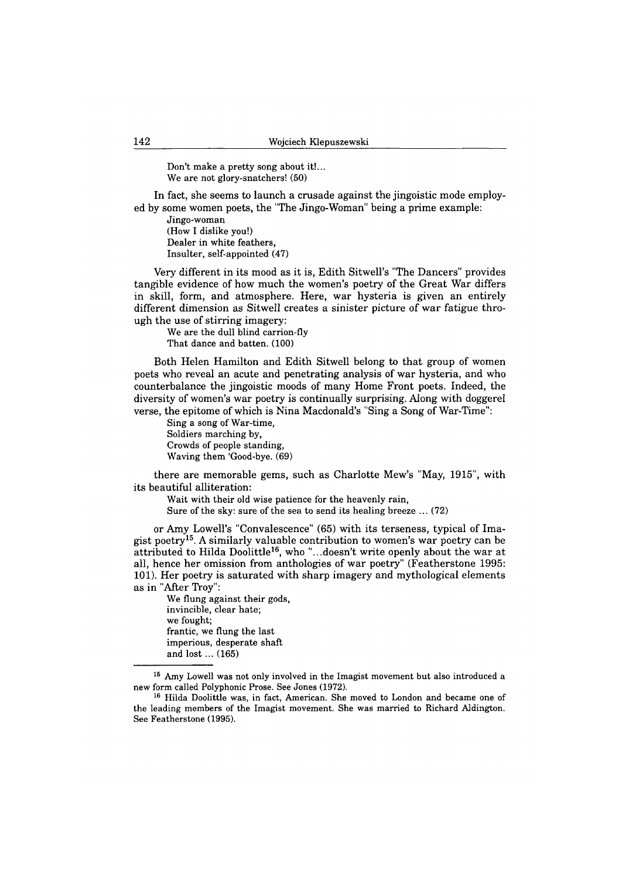> Don't make a pretty song about it!...
> We are not glory-snatchers! (50)

In fact, she seems to launch a crusade against the jingoistic mode employed by some women poets, the "The Jingo-Woman" being a prime example:

> Jingo-woman
> (How I dislike you!)
> Dealer in white feathers,
> Insulter, self-appointed (47)

Very different in its mood as it is, Edith Sitwell's "The Dancers" provides tangible evidence of how much the women's poetry of the Great War differs in skill, form, and atmosphere. Here, war hysteria is given an entirely different dimension as Sitwell creates a sinister picture of war fatigue through the use of stirring imagery:

> We are the dull blind carrion-fly
> That dance and batten. (100)

Both Helen Hamilton and Edith Sitwell belong to that group of women poets who reveal an acute and penetrating analysis of war hysteria, and who counterbalance the jingoistic moods of many Home Front poets. Indeed, the diversity of women's war poetry is continually surprising. Along with doggerel verse, the epitome of which is Nina Macdonald's "Sing a Song of War-Time":

> Sing a song of War-time,
> Soldiers marching by,
> Crowds of people standing,
> Waving them 'Good-bye. (69)

there are memorable gems, such as Charlotte Mew's "May, 1915", with its beautiful alliteration:

> Wait with their old wise patience for the heavenly rain,
> Sure of the sky: sure of the sea to send its healing breeze ... (72)

or Amy Lowell's "Convalescence" (65) with its terseness, typical of Imagist poetry[15]. A similarly valuable contribution to women's war poetry can be attributed to Hilda Doolittle[16], who "...doesn't write openly about the war at all, hence her omission from anthologies of war poetry" (Featherstone 1995: 101). Her poetry is saturated with sharp imagery and mythological elements as in "After Troy":

> We flung against their gods,
> invincible, clear hate;
> we fought;
> frantic, we flung the last
> imperious, desperate shaft
> and lost ... (165)

---

[15] Amy Lowell was not only involved in the Imagist movement but also introduced a new form called Polyphonic Prose. See Jones (1972).

[16] Hilda Doolittle was, in fact, American. She moved to London and became one of the leading members of the Imagist movement. She was married to Richard Aldington. See Featherstone (1995).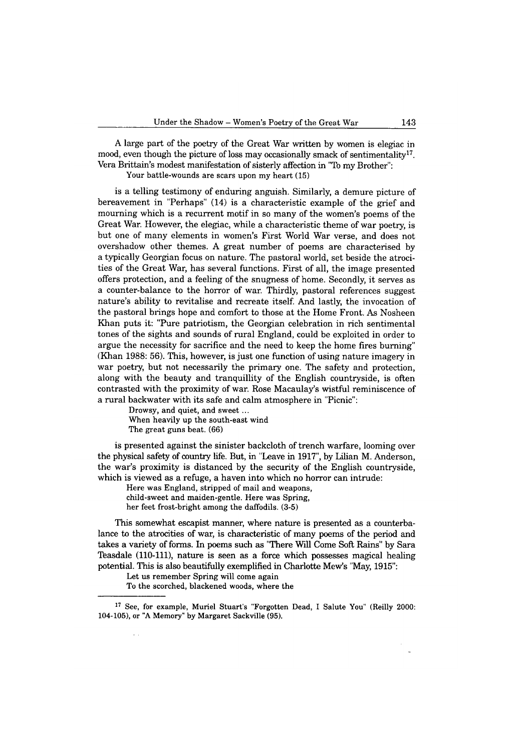A large part of the poetry of the Great War written by women is elegiac in mood, even though the picture of loss may occasionally smack of sentimentality[17]. Vera Brittain's modest manifestation of sisterly affection in "To my Brother":

> Your battle-wounds are scars upon my heart (15)

is a telling testimony of enduring anguish. Similarly, a demure picture of bereavement in "Perhaps" (14) is a characteristic example of the grief and mourning which is a recurrent motif in so many of the women's poems of the Great War. However, the elegiac, while a characteristic theme of war poetry, is but one of many elements in women's First World War verse, and does not overshadow other themes. A great number of poems are characterised by a typically Georgian focus on nature. The pastoral world, set beside the atrocities of the Great War, has several functions. First of all, the image presented offers protection, and a feeling of the snugness of home. Secondly, it serves as a counter-balance to the horror of war. Thirdly, pastoral references suggest nature's ability to revitalise and recreate itself. And lastly, the invocation of the pastoral brings hope and comfort to those at the Home Front. As Nosheen Khan puts it: "Pure patriotism, the Georgian celebration in rich sentimental tones of the sights and sounds of rural England, could be exploited in order to argue the necessity for sacrifice and the need to keep the home fires burning" (Khan 1988: 56). This, however, is just one function of using nature imagery in war poetry, but not necessarily the primary one. The safety and protection, along with the beauty and tranquillity of the English countryside, is often contrasted with the proximity of war. Rose Macaulay's wistful reminiscence of a rural backwater with its safe and calm atmosphere in "Picnic":

> Drowsy, and quiet, and sweet ...
> When heavily up the south-east wind
> The great guns beat. (66)

is presented against the sinister backcloth of trench warfare, looming over the physical safety of country life. But, in "Leave in 1917", by Lilian M. Anderson, the war's proximity is distanced by the security of the English countryside, which is viewed as a refuge, a haven into which no horror can intrude:

> Here was England, stripped of mail and weapons,
> child-sweet and maiden-gentle. Here was Spring,
> her feet frost-bright among the daffodils. (3-5)

This somewhat escapist manner, where nature is presented as a counterbalance to the atrocities of war, is characteristic of many poems of the period and takes a variety of forms. In poems such as "There Will Come Soft Rains" by Sara Teasdale (110-111), nature is seen as a force which possesses magical healing potential. This is also beautifully exemplified in Charlotte Mew's "May, 1915":

> Let us remember Spring will come again
> To the scorched, blackened woods, where the

---

[17] See, for example, Muriel Stuart's "Forgotten Dead, I Salute You" (Reilly 2000: 104-105), or "A Memory" by Margaret Sackville (95).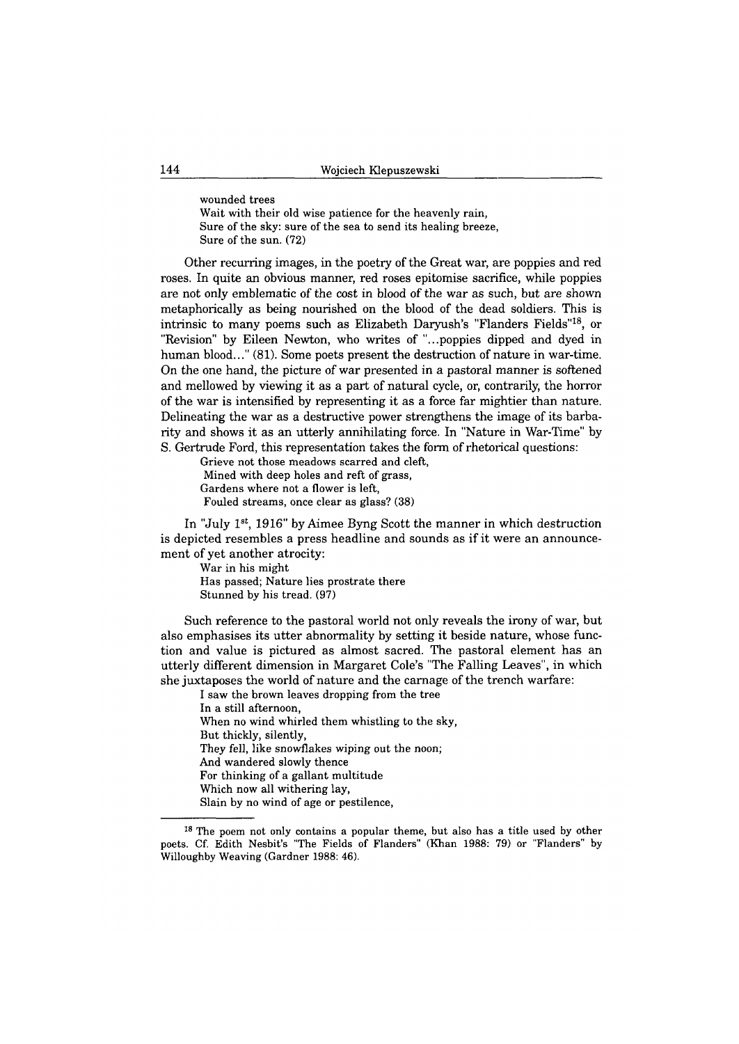wounded trees
Wait with their old wise patience for the heavenly rain,
Sure of the sky: sure of the sea to send its healing breeze,
Sure of the sun. (72)

Other recurring images, in the poetry of the Great war, are poppies and red roses. In quite an obvious manner, red roses epitomise sacrifice, while poppies are not only emblematic of the cost in blood of the war as such, but are shown metaphorically as being nourished on the blood of the dead soldiers. This is intrinsic to many poems such as Elizabeth Daryush's "Flanders Fields"[18], or "Revision" by Eileen Newton, who writes of "...poppies dipped and dyed in human blood..." (81). Some poets present the destruction of nature in war-time. On the one hand, the picture of war presented in a pastoral manner is softened and mellowed by viewing it as a part of natural cycle, or, contrarily, the horror of the war is intensified by representing it as a force far mightier than nature. Delineating the war as a destructive power strengthens the image of its barbarity and shows it as an utterly annihilating force. In "Nature in War-Time" by S. Gertrude Ford, this representation takes the form of rhetorical questions:

Grieve not those meadows scarred and cleft,
Mined with deep holes and reft of grass,
Gardens where not a flower is left,
Fouled streams, once clear as glass? (38)

In "July 1st, 1916" by Aimee Byng Scott the manner in which destruction is depicted resembles a press headline and sounds as if it were an announcement of yet another atrocity:

War in his might
Has passed; Nature lies prostrate there
Stunned by his tread. (97)

Such reference to the pastoral world not only reveals the irony of war, but also emphasises its utter abnormality by setting it beside nature, whose function and value is pictured as almost sacred. The pastoral element has an utterly different dimension in Margaret Cole's "The Falling Leaves", in which she juxtaposes the world of nature and the carnage of the trench warfare:

I saw the brown leaves dropping from the tree
In a still afternoon,
When no wind whirled them whistling to the sky,
But thickly, silently,
They fell, like snowflakes wiping out the noon;
And wandered slowly thence
For thinking of a gallant multitude
Which now all withering lay,
Slain by no wind of age or pestilence,

---

[18] The poem not only contains a popular theme, but also has a title used by other poets. Cf. Edith Nesbit's "The Fields of Flanders" (Khan 1988: 79) or "Flanders" by Willoughby Weaving (Gardner 1988: 46).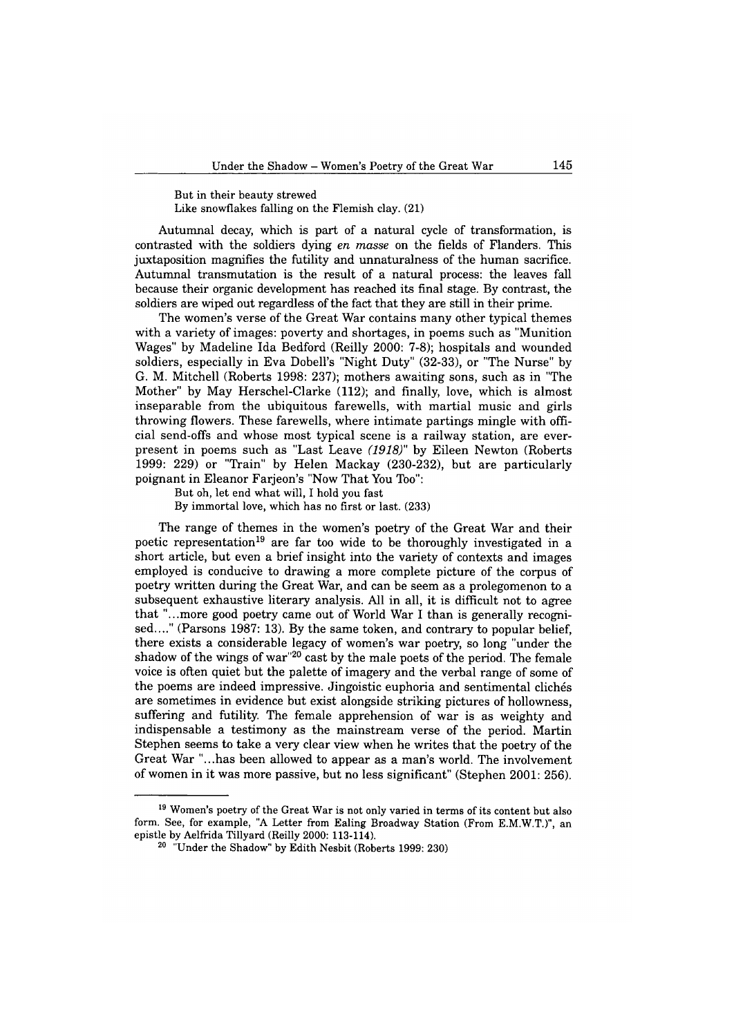But in their beauty strewed
Like snowflakes falling on the Flemish clay. (21)

Autumnal decay, which is part of a natural cycle of transformation, is contrasted with the soldiers dying *en masse* on the fields of Flanders. This juxtaposition magnifies the futility and unnaturalness of the human sacrifice. Autumnal transmutation is the result of a natural process: the leaves fall because their organic development has reached its final stage. By contrast, the soldiers are wiped out regardless of the fact that they are still in their prime.

The women's verse of the Great War contains many other typical themes with a variety of images: poverty and shortages, in poems such as "Munition Wages" by Madeline Ida Bedford (Reilly 2000: 7-8); hospitals and wounded soldiers, especially in Eva Dobell's "Night Duty" (32-33), or "The Nurse" by G. M. Mitchell (Roberts 1998: 237); mothers awaiting sons, such as in "The Mother" by May Herschel-Clarke (112); and finally, love, which is almost inseparable from the ubiquitous farewells, with martial music and girls throwing flowers. These farewells, where intimate partings mingle with official send-offs and whose most typical scene is a railway station, are ever-present in poems such as "Last Leave *(1918)*" by Eileen Newton (Roberts 1999: 229) or "Train" by Helen Mackay (230-232), but are particularly poignant in Eleanor Farjeon's "Now That You Too":

But oh, let end what will, I hold you fast
By immortal love, which has no first or last. (233)

The range of themes in the women's poetry of the Great War and their poetic representation[19] are far too wide to be thoroughly investigated in a short article, but even a brief insight into the variety of contexts and images employed is conducive to drawing a more complete picture of the corpus of poetry written during the Great War, and can be seem as a prolegomenon to a subsequent exhaustive literary analysis. All in all, it is difficult not to agree that "...more good poetry came out of World War I than is generally recognised...." (Parsons 1987: 13). By the same token, and contrary to popular belief, there exists a considerable legacy of women's war poetry, so long "under the shadow of the wings of war"[20] cast by the male poets of the period. The female voice is often quiet but the palette of imagery and the verbal range of some of the poems are indeed impressive. Jingoistic euphoria and sentimental clichés are sometimes in evidence but exist alongside striking pictures of hollowness, suffering and futility. The female apprehension of war is as weighty and indispensable a testimony as the mainstream verse of the period. Martin Stephen seems to take a very clear view when he writes that the poetry of the Great War "...has been allowed to appear as a man's world. The involvement of women in it was more passive, but no less significant" (Stephen 2001: 256).

[19] Women's poetry of the Great War is not only varied in terms of its content but also form. See, for example, "A Letter from Ealing Broadway Station (From E.M.W.T.)", an epistle by Aelfrida Tillyard (Reilly 2000: 113-114).

[20] "Under the Shadow" by Edith Nesbit (Roberts 1999: 230)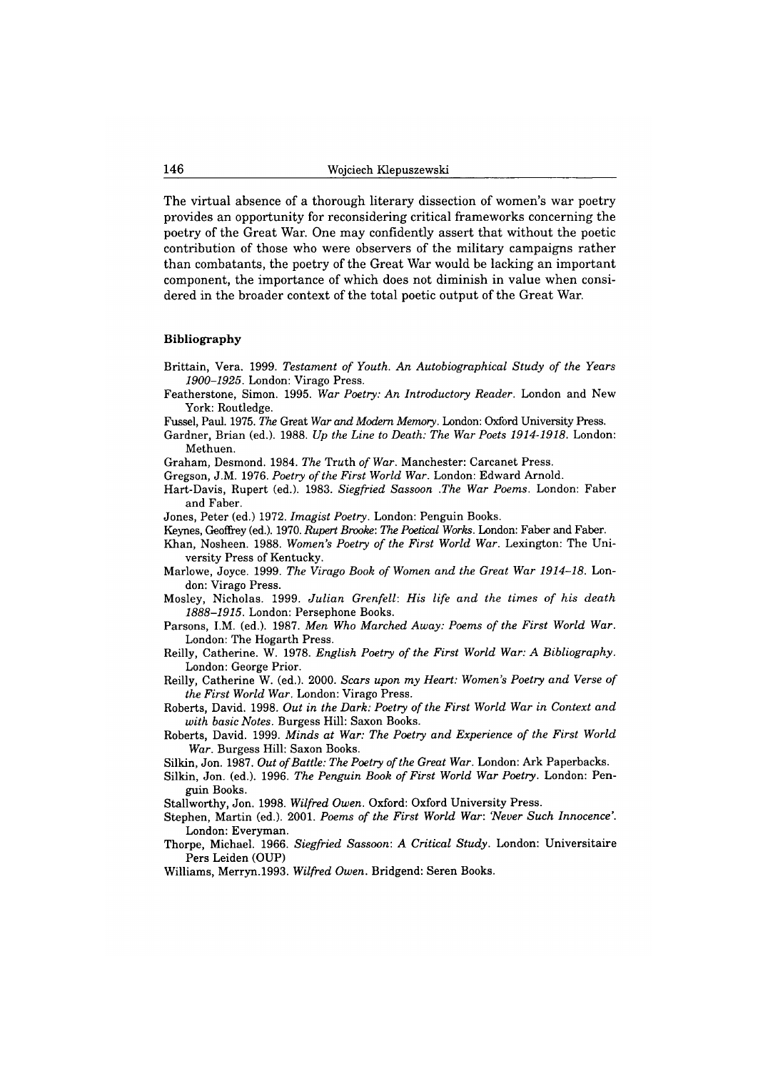The virtual absence of a thorough literary dissection of women's war poetry provides an opportunity for reconsidering critical frameworks concerning the poetry of the Great War. One may confidently assert that without the poetic contribution of those who were observers of the military campaigns rather than combatants, the poetry of the Great War would be lacking an important component, the importance of which does not diminish in value when considered in the broader context of the total poetic output of the Great War.

### Bibliography

Brittain, Vera. 1999. *Testament of Youth. An Autobiographical Study of the Years 1900–1925*. London: Virago Press.

Featherstone, Simon. 1995. *War Poetry: An Introductory Reader*. London and New York: Routledge.

Fussel, Paul. 1975. *The Great War and Modern Memory*. London: Oxford University Press.

Gardner, Brian (ed.). 1988. *Up the Line to Death: The War Poets 1914-1918*. London: Methuen.

Graham, Desmond. 1984. *The Truth of War*. Manchester: Carcanet Press.

Gregson, J.M. 1976. *Poetry of the First World War*. London: Edward Arnold.

Hart-Davis, Rupert (ed.). 1983. *Siegfried Sassoon .The War Poems*. London: Faber and Faber.

Jones, Peter (ed.) 1972. *Imagist Poetry*. London: Penguin Books.

Keynes, Geoffrey (ed.). 1970. *Rupert Brooke: The Poetical Works*. London: Faber and Faber.

Khan, Nosheen. 1988. *Women's Poetry of the First World War*. Lexington: The University Press of Kentucky.

Marlowe, Joyce. 1999. *The Virago Book of Women and the Great War 1914–18*. London: Virago Press.

Mosley, Nicholas. 1999. *Julian Grenfell: His life and the times of his death 1888–1915*. London: Persephone Books.

Parsons, I.M. (ed.). 1987. *Men Who Marched Away: Poems of the First World War*. London: The Hogarth Press.

Reilly, Catherine. W. 1978. *English Poetry of the First World War: A Bibliography*. London: George Prior.

Reilly, Catherine W. (ed.). 2000. *Scars upon my Heart: Women's Poetry and Verse of the First World War*. London: Virago Press.

Roberts, David. 1998. *Out in the Dark: Poetry of the First World War in Context and with basic Notes*. Burgess Hill: Saxon Books.

Roberts, David. 1999. *Minds at War: The Poetry and Experience of the First World War*. Burgess Hill: Saxon Books.

Silkin, Jon. 1987. *Out of Battle: The Poetry of the Great War*. London: Ark Paperbacks.

Silkin, Jon. (ed.). 1996. *The Penguin Book of First World War Poetry*. London: Penguin Books.

Stallworthy, Jon. 1998. *Wilfred Owen*. Oxford: Oxford University Press.

Stephen, Martin (ed.). 2001. *Poems of the First World War: 'Never Such Innocence'*. London: Everyman.

Thorpe, Michael. 1966. *Siegfried Sassoon: A Critical Study*. London: Universitaire Pers Leiden (OUP)

Williams, Merryn.1993. *Wilfred Owen*. Bridgend: Seren Books.